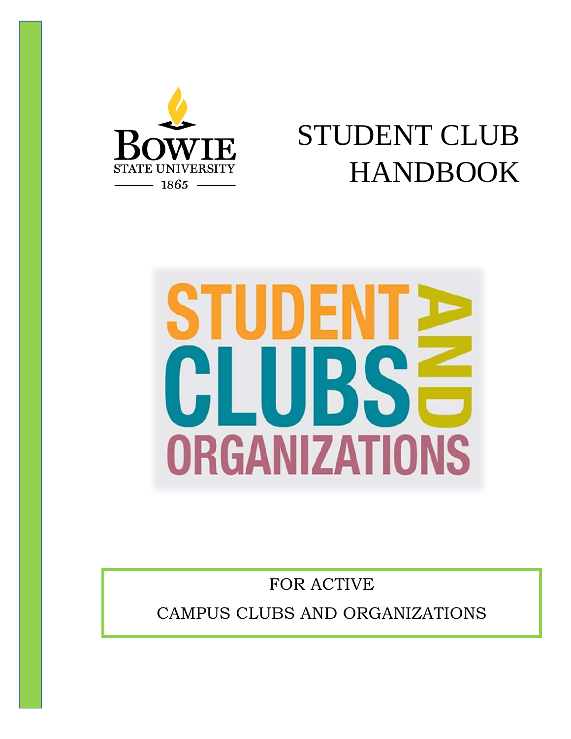BOWIE STATE UNIVERSITY

1865

# STUDENT CLUB HANDBOOK

STUDENT CLUBS AND ORGANIZATIONS

FOR ACTIVE

CAMPUS CLUBS AND ORGANIZATIONS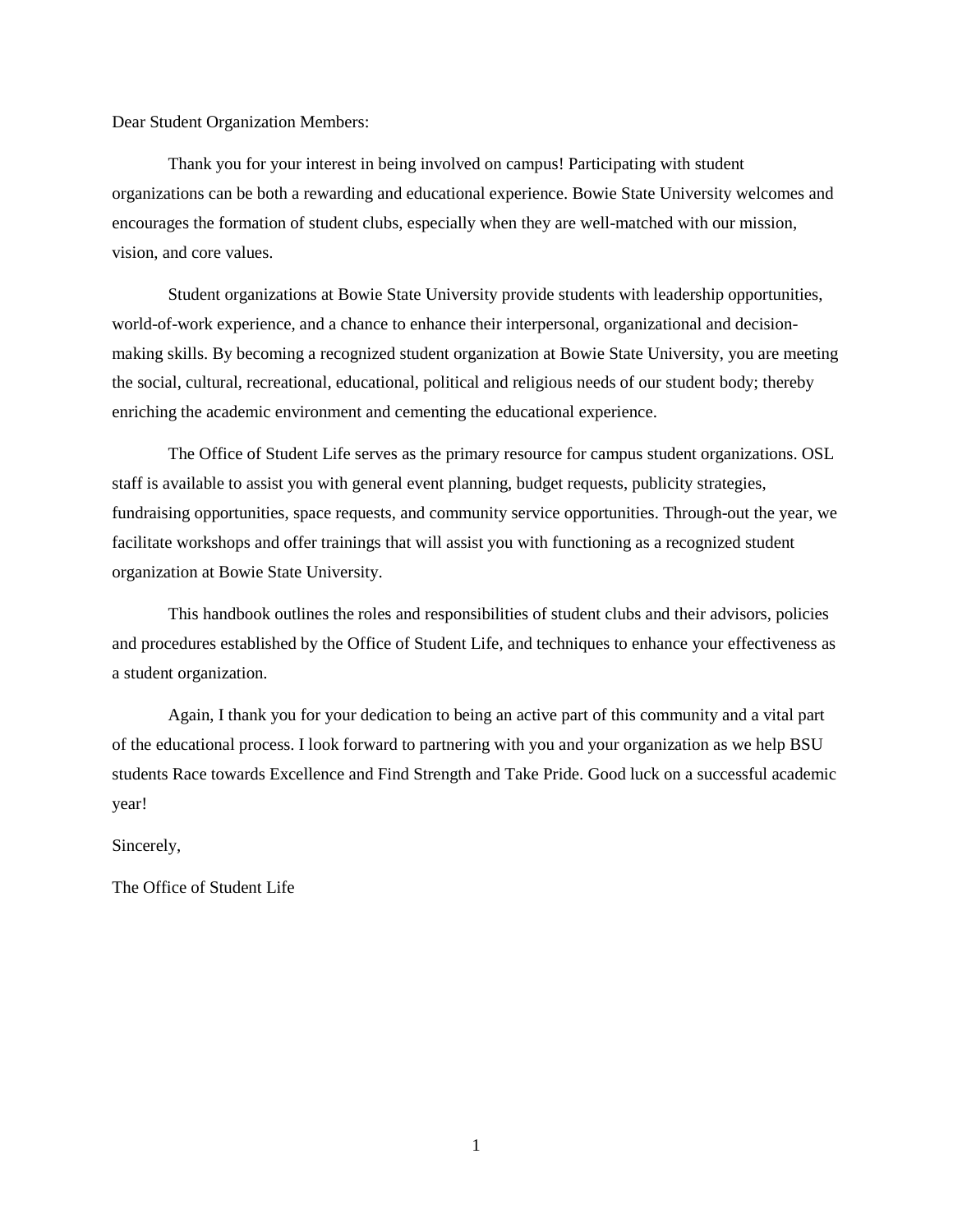Dear Student Organization Members:

Thank you for your interest in being involved on campus! Participating with student organizations can be both a rewarding and educational experience. Bowie State University welcomes and encourages the formation of student clubs, especially when they are well-matched with our mission, vision, and core values.

Student organizations at Bowie State University provide students with leadership opportunities, world-of-work experience, and a chance to enhance their interpersonal, organizational and decision-making skills. By becoming a recognized student organization at Bowie State University, you are meeting the social, cultural, recreational, educational, political and religious needs of our student body; thereby enriching the academic environment and cementing the educational experience.

The Office of Student Life serves as the primary resource for campus student organizations. OSL staff is available to assist you with general event planning, budget requests, publicity strategies, fundraising opportunities, space requests, and community service opportunities. Through-out the year, we facilitate workshops and offer trainings that will assist you with functioning as a recognized student organization at Bowie State University.

This handbook outlines the roles and responsibilities of student clubs and their advisors, policies and procedures established by the Office of Student Life, and techniques to enhance your effectiveness as a student organization.

Again, I thank you for your dedication to being an active part of this community and a vital part of the educational process. I look forward to partnering with you and your organization as we help BSU students Race towards Excellence and Find Strength and Take Pride. Good luck on a successful academic year!

Sincerely,

The Office of Student Life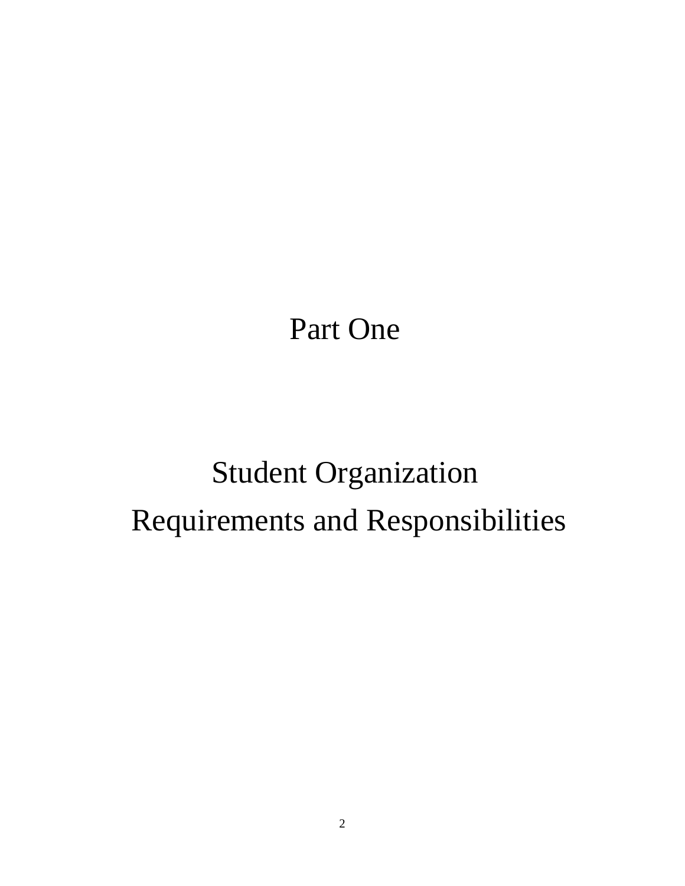# Part One

# Student Organization Requirements and Responsibilities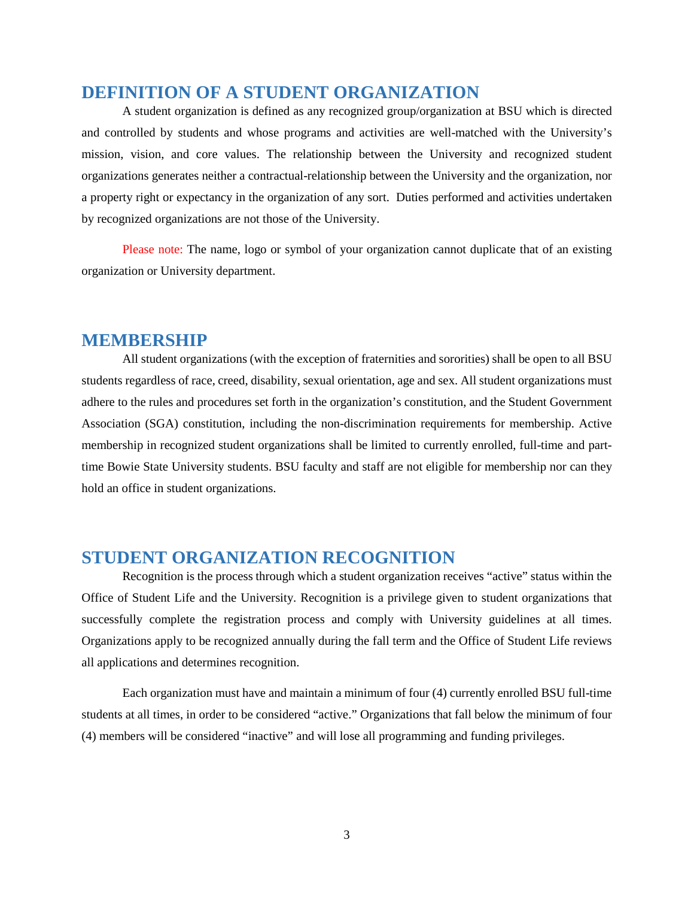## DEFINITION OF A STUDENT ORGANIZATION

A student organization is defined as any recognized group/organization at BSU which is directed and controlled by students and whose programs and activities are well-matched with the University's mission, vision, and core values. The relationship between the University and recognized student organizations generates neither a contractual-relationship between the University and the organization, nor a property right or expectancy in the organization of any sort. Duties performed and activities undertaken by recognized organizations are not those of the University.

Please note: The name, logo or symbol of your organization cannot duplicate that of an existing organization or University department.

## MEMBERSHIP

All student organizations (with the exception of fraternities and sororities) shall be open to all BSU students regardless of race, creed, disability, sexual orientation, age and sex. All student organizations must adhere to the rules and procedures set forth in the organization's constitution, and the Student Government Association (SGA) constitution, including the non-discrimination requirements for membership. Active membership in recognized student organizations shall be limited to currently enrolled, full-time and part-time Bowie State University students. BSU faculty and staff are not eligible for membership nor can they hold an office in student organizations.

## STUDENT ORGANIZATION RECOGNITION

Recognition is the process through which a student organization receives "active" status within the Office of Student Life and the University. Recognition is a privilege given to student organizations that successfully complete the registration process and comply with University guidelines at all times. Organizations apply to be recognized annually during the fall term and the Office of Student Life reviews all applications and determines recognition.

Each organization must have and maintain a minimum of four (4) currently enrolled BSU full-time students at all times, in order to be considered "active." Organizations that fall below the minimum of four (4) members will be considered "inactive" and will lose all programming and funding privileges.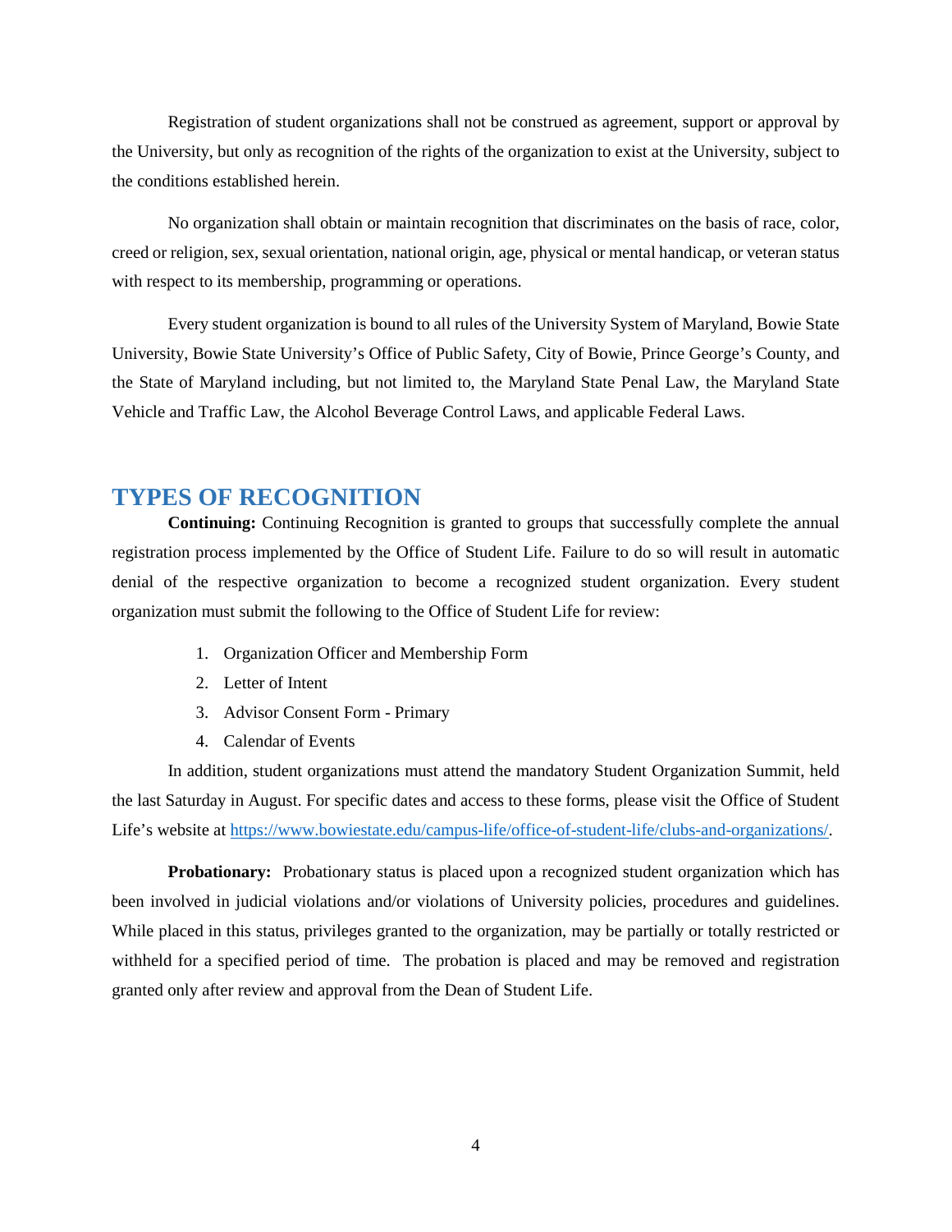Registration of student organizations shall not be construed as agreement, support or approval by the University, but only as recognition of the rights of the organization to exist at the University, subject to the conditions established herein.

No organization shall obtain or maintain recognition that discriminates on the basis of race, color, creed or religion, sex, sexual orientation, national origin, age, physical or mental handicap, or veteran status with respect to its membership, programming or operations.

Every student organization is bound to all rules of the University System of Maryland, Bowie State University, Bowie State University's Office of Public Safety, City of Bowie, Prince George's County, and the State of Maryland including, but not limited to, the Maryland State Penal Law, the Maryland State Vehicle and Traffic Law, the Alcohol Beverage Control Laws, and applicable Federal Laws.

## TYPES OF RECOGNITION

**Continuing:** Continuing Recognition is granted to groups that successfully complete the annual registration process implemented by the Office of Student Life. Failure to do so will result in automatic denial of the respective organization to become a recognized student organization. Every student organization must submit the following to the Office of Student Life for review:

1. Organization Officer and Membership Form
2. Letter of Intent
3. Advisor Consent Form - Primary
4. Calendar of Events

In addition, student organizations must attend the mandatory Student Organization Summit, held the last Saturday in August. For specific dates and access to these forms, please visit the Office of Student Life's website at https://www.bowiestate.edu/campus-life/office-of-student-life/clubs-and-organizations/.

**Probationary:** Probationary status is placed upon a recognized student organization which has been involved in judicial violations and/or violations of University policies, procedures and guidelines. While placed in this status, privileges granted to the organization, may be partially or totally restricted or withheld for a specified period of time. The probation is placed and may be removed and registration granted only after review and approval from the Dean of Student Life.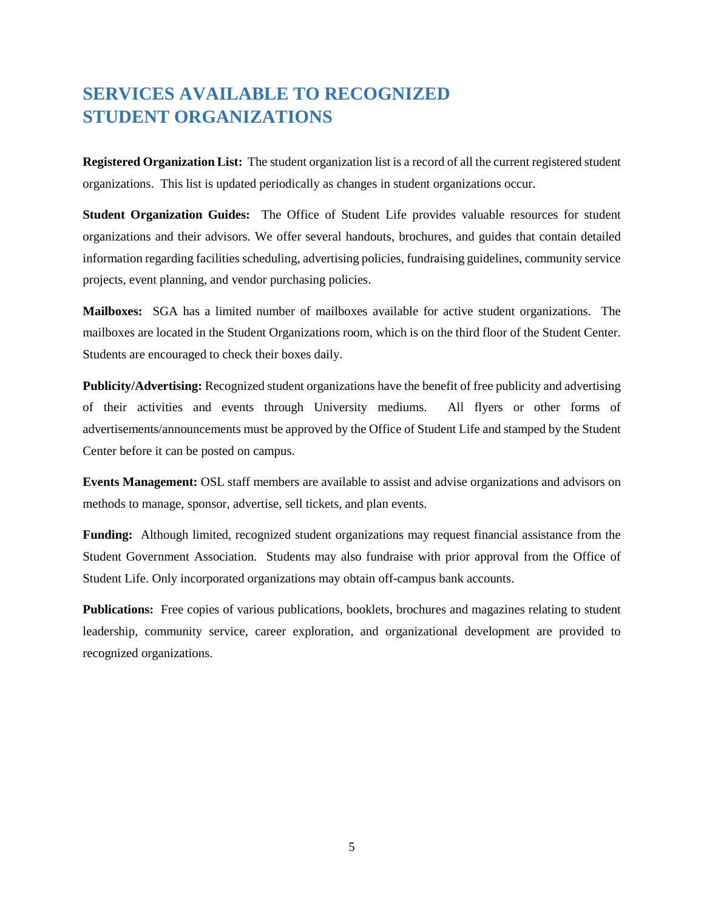# SERVICES AVAILABLE TO RECOGNIZED STUDENT ORGANIZATIONS

**Registered Organization List:** The student organization list is a record of all the current registered student organizations. This list is updated periodically as changes in student organizations occur.

**Student Organization Guides:** The Office of Student Life provides valuable resources for student organizations and their advisors. We offer several handouts, brochures, and guides that contain detailed information regarding facilities scheduling, advertising policies, fundraising guidelines, community service projects, event planning, and vendor purchasing policies.

**Mailboxes:** SGA has a limited number of mailboxes available for active student organizations. The mailboxes are located in the Student Organizations room, which is on the third floor of the Student Center. Students are encouraged to check their boxes daily.

**Publicity/Advertising:** Recognized student organizations have the benefit of free publicity and advertising of their activities and events through University mediums. All flyers or other forms of advertisements/announcements must be approved by the Office of Student Life and stamped by the Student Center before it can be posted on campus.

**Events Management:** OSL staff members are available to assist and advise organizations and advisors on methods to manage, sponsor, advertise, sell tickets, and plan events.

**Funding:** Although limited, recognized student organizations may request financial assistance from the Student Government Association. Students may also fundraise with prior approval from the Office of Student Life. Only incorporated organizations may obtain off-campus bank accounts.

**Publications:** Free copies of various publications, booklets, brochures and magazines relating to student leadership, community service, career exploration, and organizational development are provided to recognized organizations.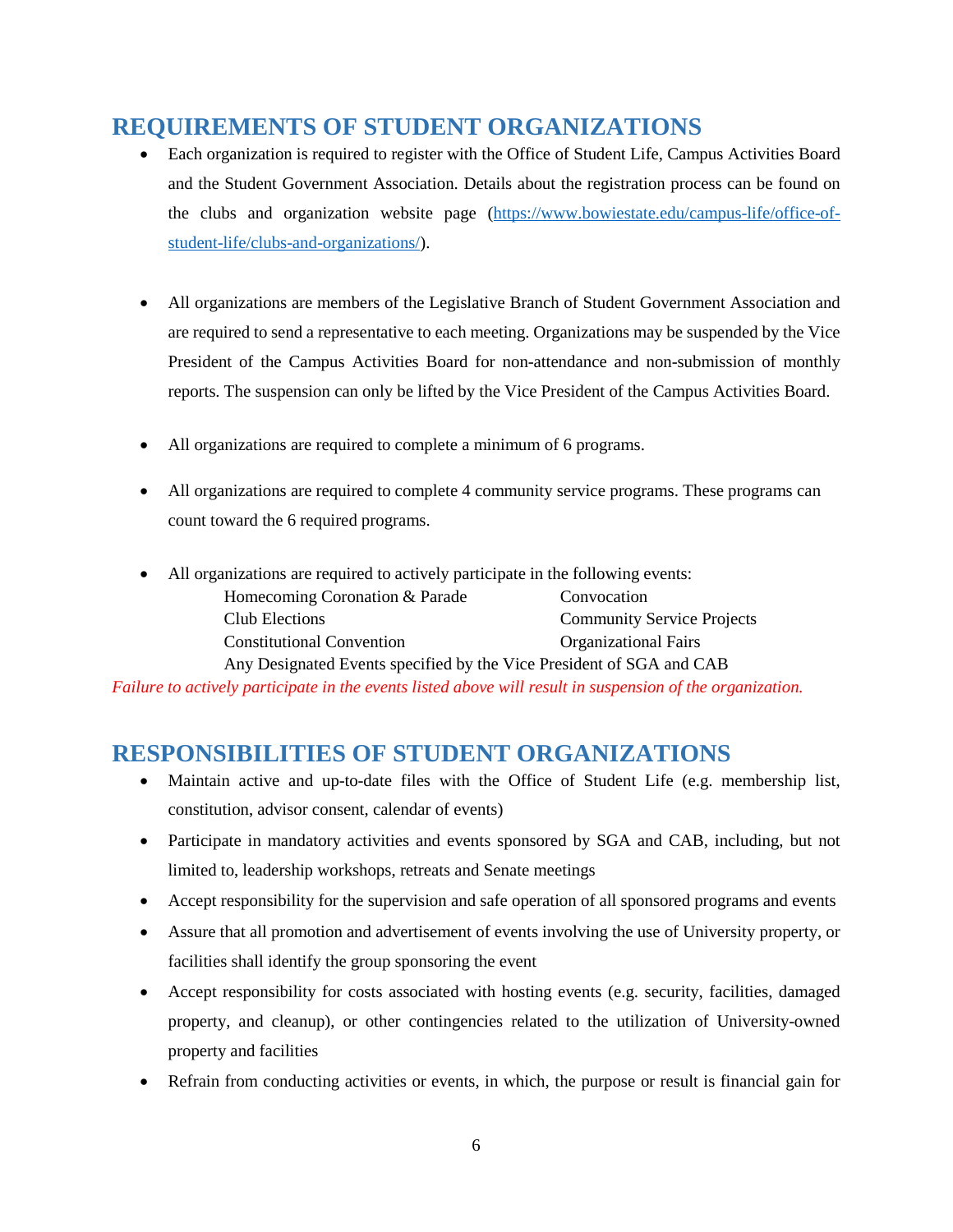## REQUIREMENTS OF STUDENT ORGANIZATIONS

- Each organization is required to register with the Office of Student Life, Campus Activities Board and the Student Government Association. Details about the registration process can be found on the clubs and organization website page ([https://www.bowiestate.edu/campus-life/office-of-student-life/clubs-and-organizations/](https://www.bowiestate.edu/campus-life/office-of-student-life/clubs-and-organizations/)).

- All organizations are members of the Legislative Branch of Student Government Association and are required to send a representative to each meeting. Organizations may be suspended by the Vice President of the Campus Activities Board for non-attendance and non-submission of monthly reports. The suspension can only be lifted by the Vice President of the Campus Activities Board.

- All organizations are required to complete a minimum of 6 programs.

- All organizations are required to complete 4 community service programs. These programs can count toward the 6 required programs.

- All organizations are required to actively participate in the following events:
  - Homecoming Coronation & Parade
  - Convocation
  - Club Elections
  - Community Service Projects
  - Constitutional Convention
  - Organizational Fairs
  - Any Designated Events specified by the Vice President of SGA and CAB

*Failure to actively participate in the events listed above will result in suspension of the organization.*

## RESPONSIBILITIES OF STUDENT ORGANIZATIONS

- Maintain active and up-to-date files with the Office of Student Life (e.g. membership list, constitution, advisor consent, calendar of events)
- Participate in mandatory activities and events sponsored by SGA and CAB, including, but not limited to, leadership workshops, retreats and Senate meetings
- Accept responsibility for the supervision and safe operation of all sponsored programs and events
- Assure that all promotion and advertisement of events involving the use of University property, or facilities shall identify the group sponsoring the event
- Accept responsibility for costs associated with hosting events (e.g. security, facilities, damaged property, and cleanup), or other contingencies related to the utilization of University-owned property and facilities
- Refrain from conducting activities or events, in which, the purpose or result is financial gain for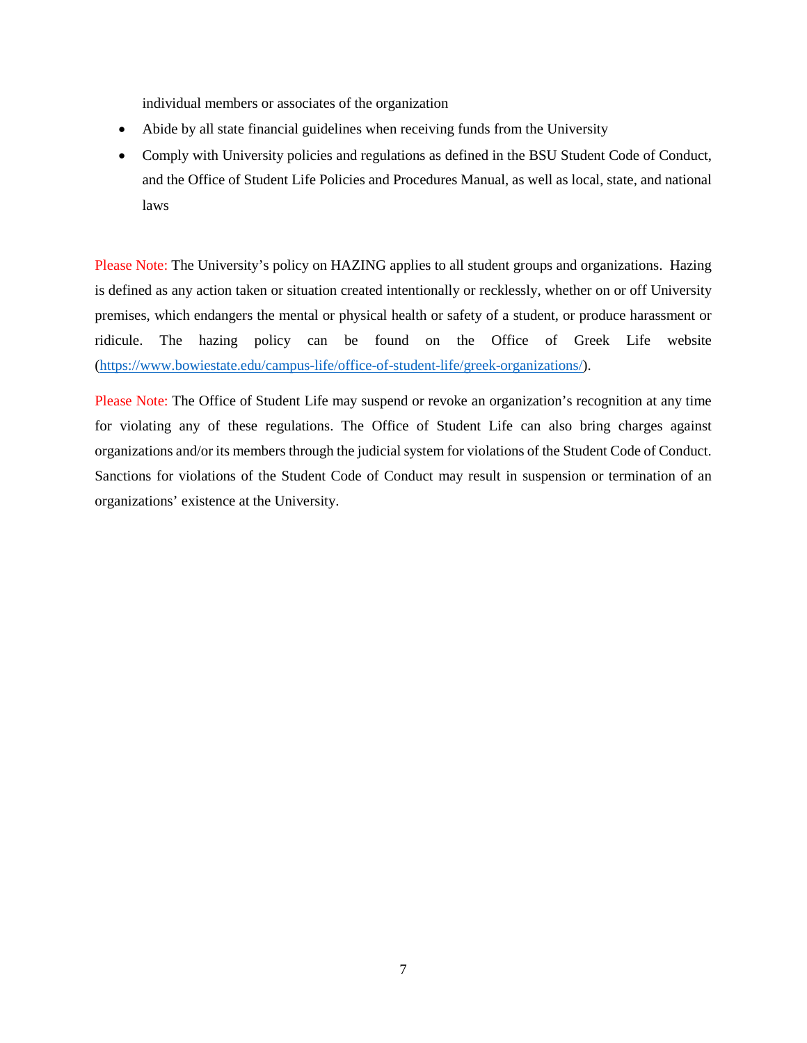individual members or associates of the organization

- Abide by all state financial guidelines when receiving funds from the University
- Comply with University policies and regulations as defined in the BSU Student Code of Conduct, and the Office of Student Life Policies and Procedures Manual, as well as local, state, and national laws

Please Note: The University's policy on HAZING applies to all student groups and organizations. Hazing is defined as any action taken or situation created intentionally or recklessly, whether on or off University premises, which endangers the mental or physical health or safety of a student, or produce harassment or ridicule. The hazing policy can be found on the Office of Greek Life website ([https://www.bowiestate.edu/campus-life/office-of-student-life/greek-organizations/](https://www.bowiestate.edu/campus-life/office-of-student-life/greek-organizations/)).

Please Note: The Office of Student Life may suspend or revoke an organization's recognition at any time for violating any of these regulations. The Office of Student Life can also bring charges against organizations and/or its members through the judicial system for violations of the Student Code of Conduct. Sanctions for violations of the Student Code of Conduct may result in suspension or termination of an organizations' existence at the University.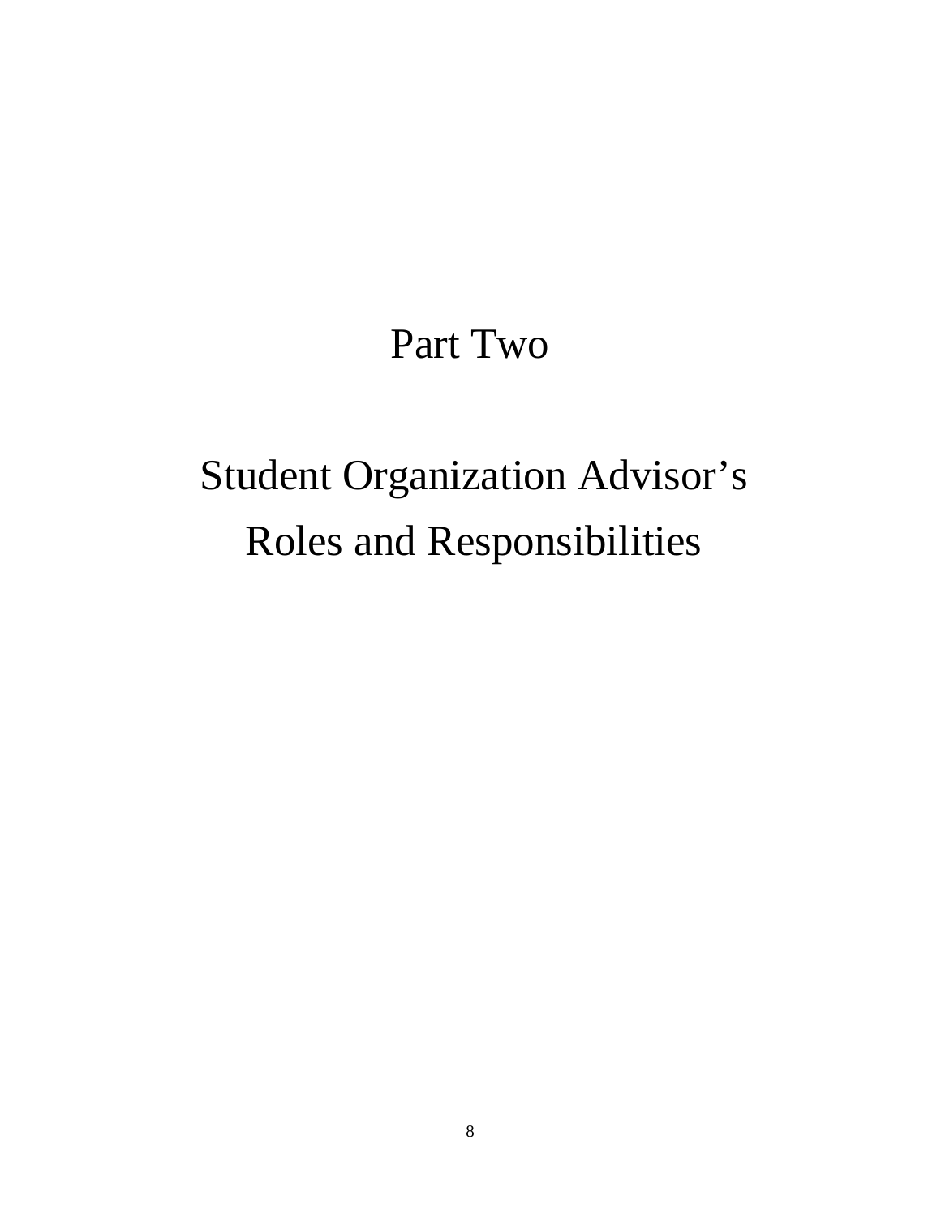# Part Two

# Student Organization Advisor's Roles and Responsibilities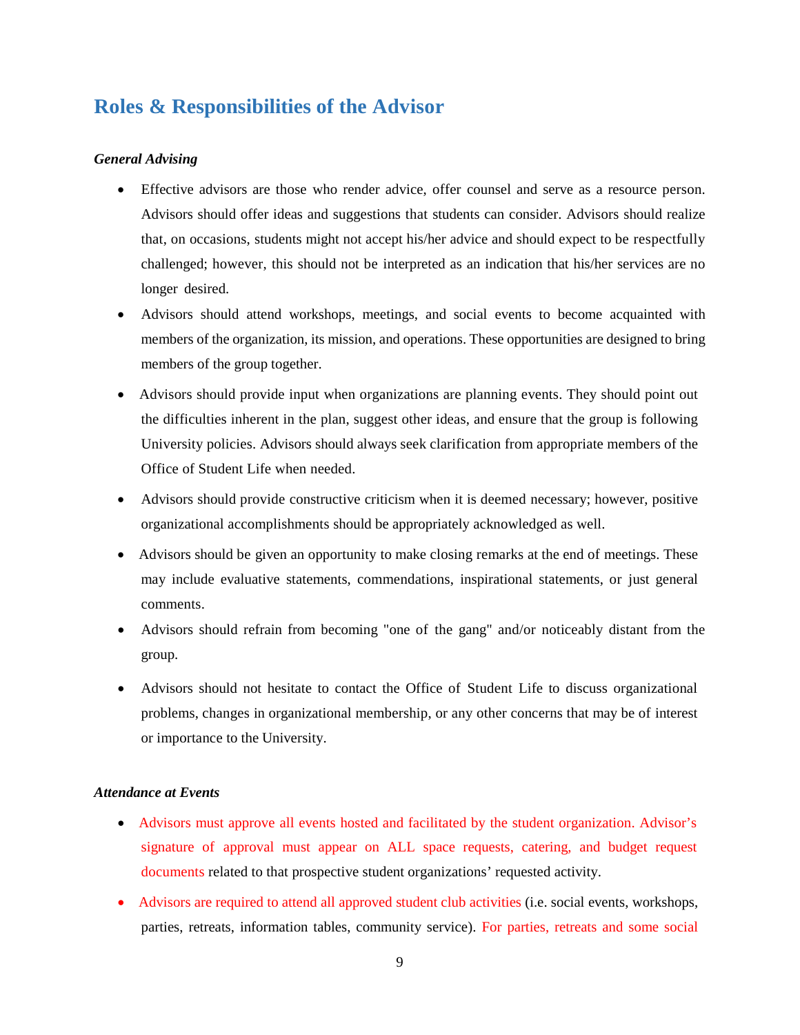## Roles & Responsibilities of the Advisor

***General Advising***

- Effective advisors are those who render advice, offer counsel and serve as a resource person. Advisors should offer ideas and suggestions that students can consider. Advisors should realize that, on occasions, students might not accept his/her advice and should expect to be respectfully challenged; however, this should not be interpreted as an indication that his/her services are no longer desired.
- Advisors should attend workshops, meetings, and social events to become acquainted with members of the organization, its mission, and operations. These opportunities are designed to bring members of the group together.
- Advisors should provide input when organizations are planning events. They should point out the difficulties inherent in the plan, suggest other ideas, and ensure that the group is following University policies. Advisors should always seek clarification from appropriate members of the Office of Student Life when needed.
- Advisors should provide constructive criticism when it is deemed necessary; however, positive organizational accomplishments should be appropriately acknowledged as well.
- Advisors should be given an opportunity to make closing remarks at the end of meetings. These may include evaluative statements, commendations, inspirational statements, or just general comments.
- Advisors should refrain from becoming "one of the gang" and/or noticeably distant from the group.
- Advisors should not hesitate to contact the Office of Student Life to discuss organizational problems, changes in organizational membership, or any other concerns that may be of interest or importance to the University.

***Attendance at Events***

- Advisors must approve all events hosted and facilitated by the student organization. Advisor's signature of approval must appear on ALL space requests, catering, and budget request documents related to that prospective student organizations' requested activity.
- Advisors are required to attend all approved student club activities (i.e. social events, workshops, parties, retreats, information tables, community service). For parties, retreats and some social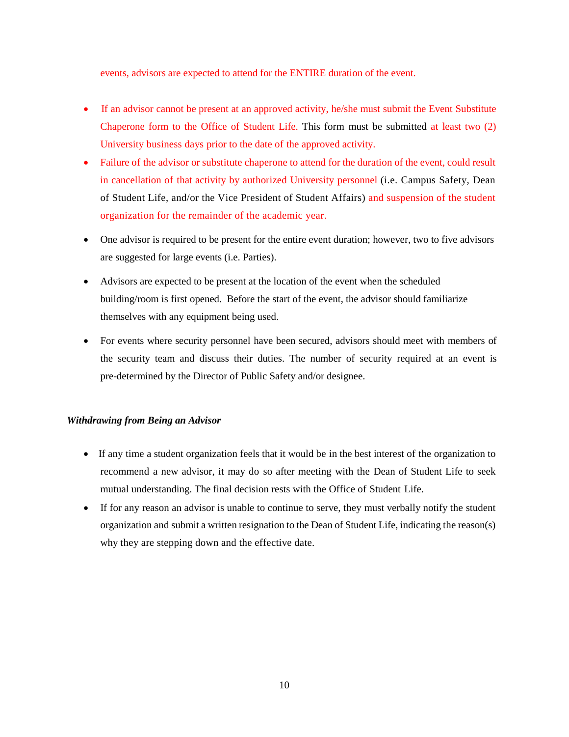events, advisors are expected to attend for the ENTIRE duration of the event.

- If an advisor cannot be present at an approved activity, he/she must submit the Event Substitute Chaperone form to the Office of Student Life. This form must be submitted at least two (2) University business days prior to the date of the approved activity.
- Failure of the advisor or substitute chaperone to attend for the duration of the event, could result in cancellation of that activity by authorized University personnel (i.e. Campus Safety, Dean of Student Life, and/or the Vice President of Student Affairs) and suspension of the student organization for the remainder of the academic year.
- One advisor is required to be present for the entire event duration; however, two to five advisors are suggested for large events (i.e. Parties).
- Advisors are expected to be present at the location of the event when the scheduled building/room is first opened. Before the start of the event, the advisor should familiarize themselves with any equipment being used.
- For events where security personnel have been secured, advisors should meet with members of the security team and discuss their duties. The number of security required at an event is pre-determined by the Director of Public Safety and/or designee.

***Withdrawing from Being an Advisor***

- If any time a student organization feels that it would be in the best interest of the organization to recommend a new advisor, it may do so after meeting with the Dean of Student Life to seek mutual understanding. The final decision rests with the Office of Student Life.
- If for any reason an advisor is unable to continue to serve, they must verbally notify the student organization and submit a written resignation to the Dean of Student Life, indicating the reason(s) why they are stepping down and the effective date.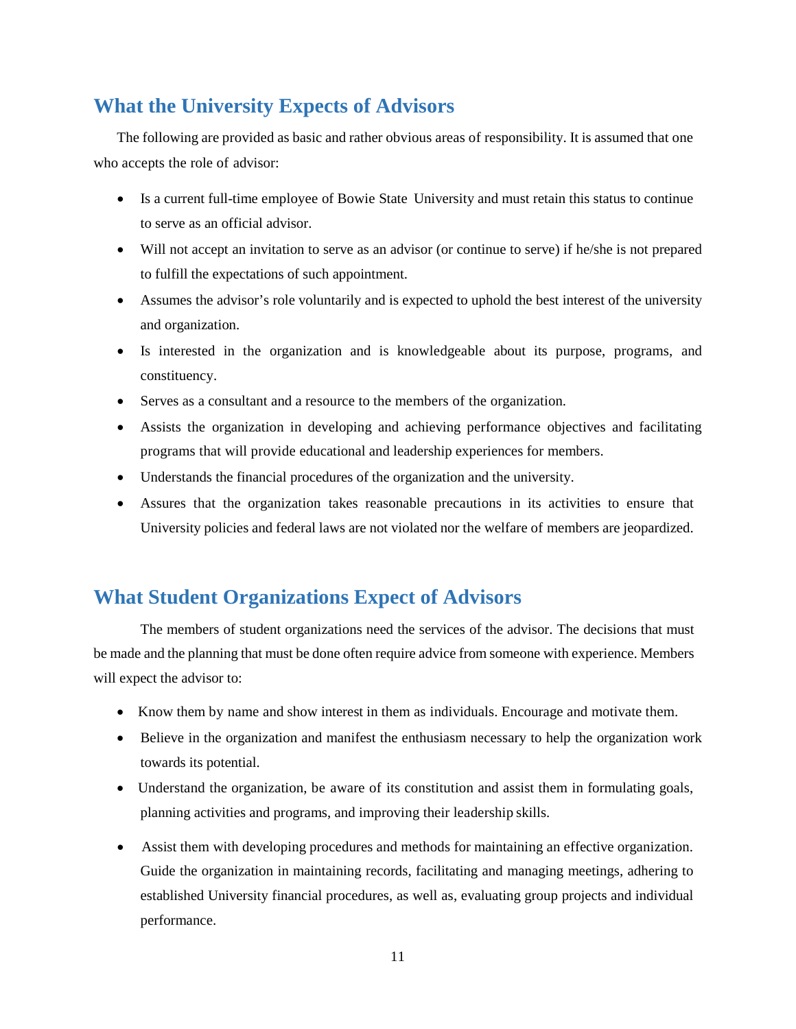## What the University Expects of Advisors

The following are provided as basic and rather obvious areas of responsibility. It is assumed that one who accepts the role of advisor:

- Is a current full-time employee of Bowie State University and must retain this status to continue to serve as an official advisor.
- Will not accept an invitation to serve as an advisor (or continue to serve) if he/she is not prepared to fulfill the expectations of such appointment.
- Assumes the advisor's role voluntarily and is expected to uphold the best interest of the university and organization.
- Is interested in the organization and is knowledgeable about its purpose, programs, and constituency.
- Serves as a consultant and a resource to the members of the organization.
- Assists the organization in developing and achieving performance objectives and facilitating programs that will provide educational and leadership experiences for members.
- Understands the financial procedures of the organization and the university.
- Assures that the organization takes reasonable precautions in its activities to ensure that University policies and federal laws are not violated nor the welfare of members are jeopardized.

## What Student Organizations Expect of Advisors

The members of student organizations need the services of the advisor. The decisions that must be made and the planning that must be done often require advice from someone with experience. Members will expect the advisor to:

- Know them by name and show interest in them as individuals. Encourage and motivate them.
- Believe in the organization and manifest the enthusiasm necessary to help the organization work towards its potential.
- Understand the organization, be aware of its constitution and assist them in formulating goals, planning activities and programs, and improving their leadership skills.
- Assist them with developing procedures and methods for maintaining an effective organization. Guide the organization in maintaining records, facilitating and managing meetings, adhering to established University financial procedures, as well as, evaluating group projects and individual performance.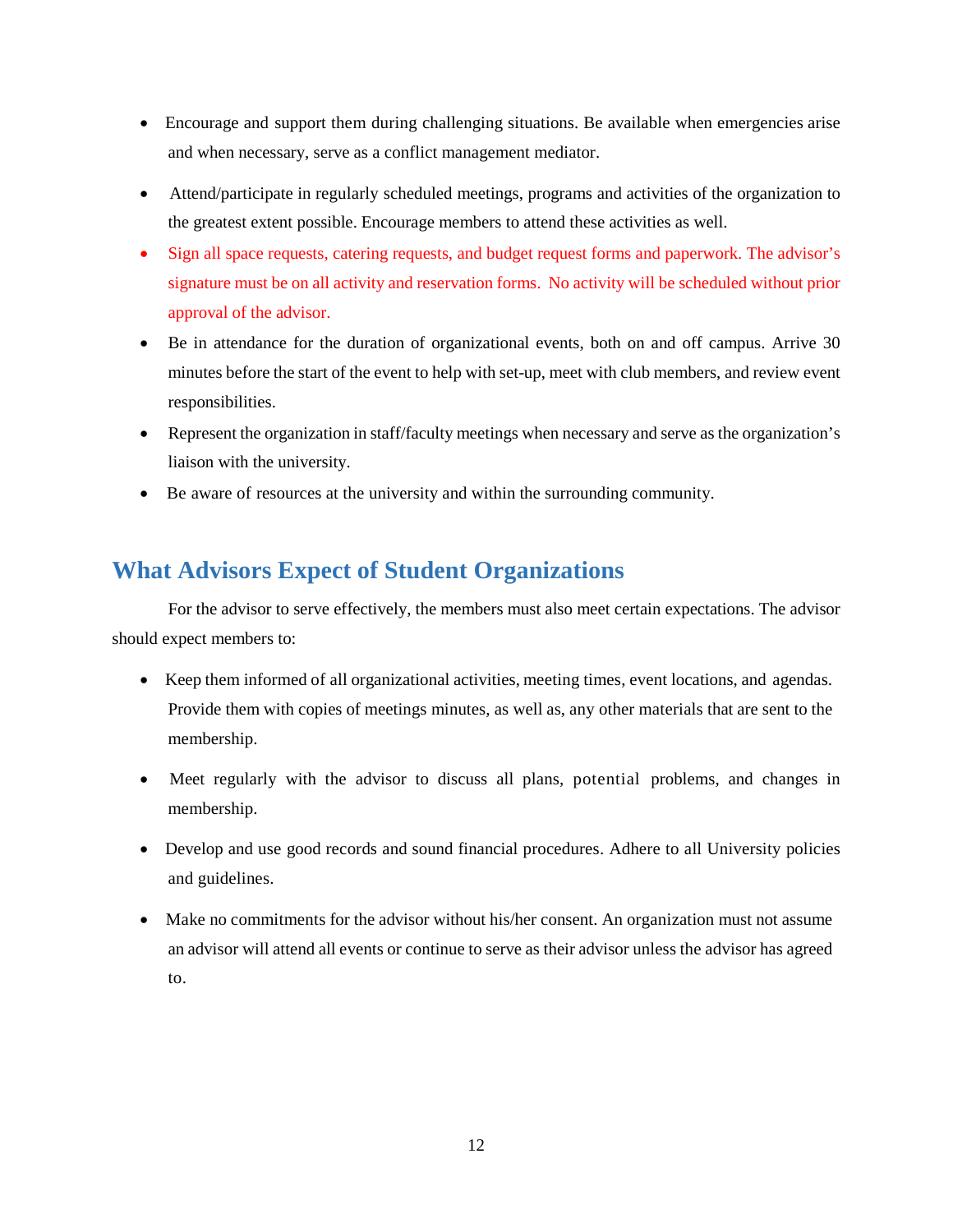- Encourage and support them during challenging situations. Be available when emergencies arise and when necessary, serve as a conflict management mediator.
- Attend/participate in regularly scheduled meetings, programs and activities of the organization to the greatest extent possible. Encourage members to attend these activities as well.
- Sign all space requests, catering requests, and budget request forms and paperwork. The advisor's signature must be on all activity and reservation forms. No activity will be scheduled without prior approval of the advisor.
- Be in attendance for the duration of organizational events, both on and off campus. Arrive 30 minutes before the start of the event to help with set-up, meet with club members, and review event responsibilities.
- Represent the organization in staff/faculty meetings when necessary and serve as the organization's liaison with the university.
- Be aware of resources at the university and within the surrounding community.

## What Advisors Expect of Student Organizations

For the advisor to serve effectively, the members must also meet certain expectations. The advisor should expect members to:

- Keep them informed of all organizational activities, meeting times, event locations, and agendas. Provide them with copies of meetings minutes, as well as, any other materials that are sent to the membership.
- Meet regularly with the advisor to discuss all plans, potential problems, and changes in membership.
- Develop and use good records and sound financial procedures. Adhere to all University policies and guidelines.
- Make no commitments for the advisor without his/her consent. An organization must not assume an advisor will attend all events or continue to serve as their advisor unless the advisor has agreed to.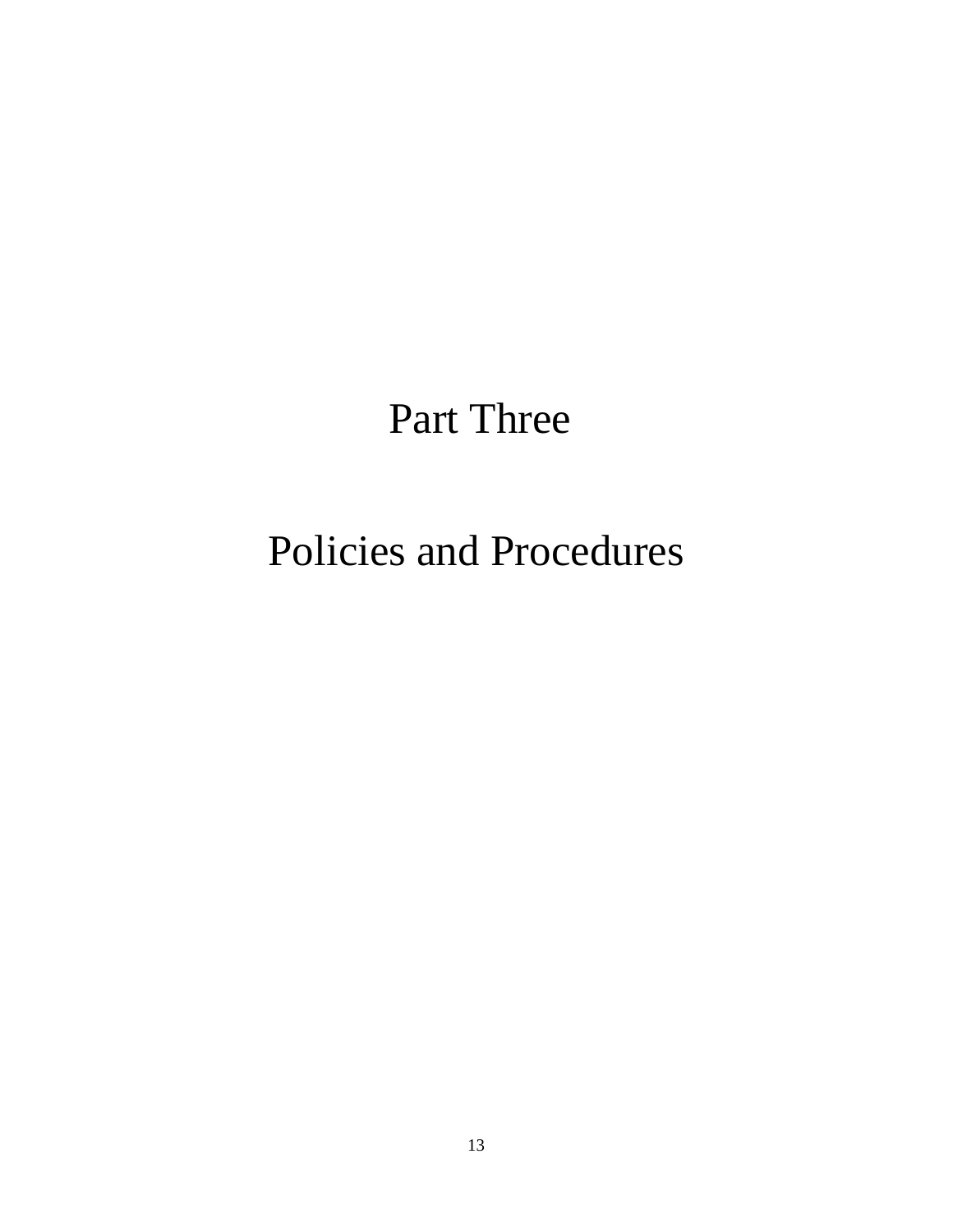# Part Three

# Policies and Procedures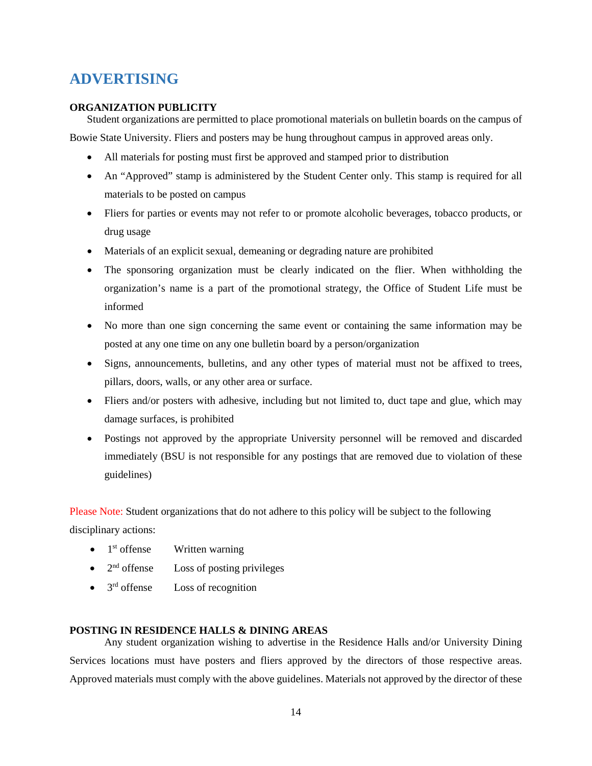# ADVERTISING

**ORGANIZATION PUBLICITY**

Student organizations are permitted to place promotional materials on bulletin boards on the campus of Bowie State University. Fliers and posters may be hung throughout campus in approved areas only.

- All materials for posting must first be approved and stamped prior to distribution
- An "Approved" stamp is administered by the Student Center only. This stamp is required for all materials to be posted on campus
- Fliers for parties or events may not refer to or promote alcoholic beverages, tobacco products, or drug usage
- Materials of an explicit sexual, demeaning or degrading nature are prohibited
- The sponsoring organization must be clearly indicated on the flier. When withholding the organization's name is a part of the promotional strategy, the Office of Student Life must be informed
- No more than one sign concerning the same event or containing the same information may be posted at any one time on any one bulletin board by a person/organization
- Signs, announcements, bulletins, and any other types of material must not be affixed to trees, pillars, doors, walls, or any other area or surface.
- Fliers and/or posters with adhesive, including but not limited to, duct tape and glue, which may damage surfaces, is prohibited
- Postings not approved by the appropriate University personnel will be removed and discarded immediately (BSU is not responsible for any postings that are removed due to violation of these guidelines)

Please Note: Student organizations that do not adhere to this policy will be subject to the following disciplinary actions:

- 1st offense  Written warning
- 2nd offense  Loss of posting privileges
- 3rd offense  Loss of recognition

**POSTING IN RESIDENCE HALLS & DINING AREAS**

Any student organization wishing to advertise in the Residence Halls and/or University Dining Services locations must have posters and fliers approved by the directors of those respective areas. Approved materials must comply with the above guidelines. Materials not approved by the director of these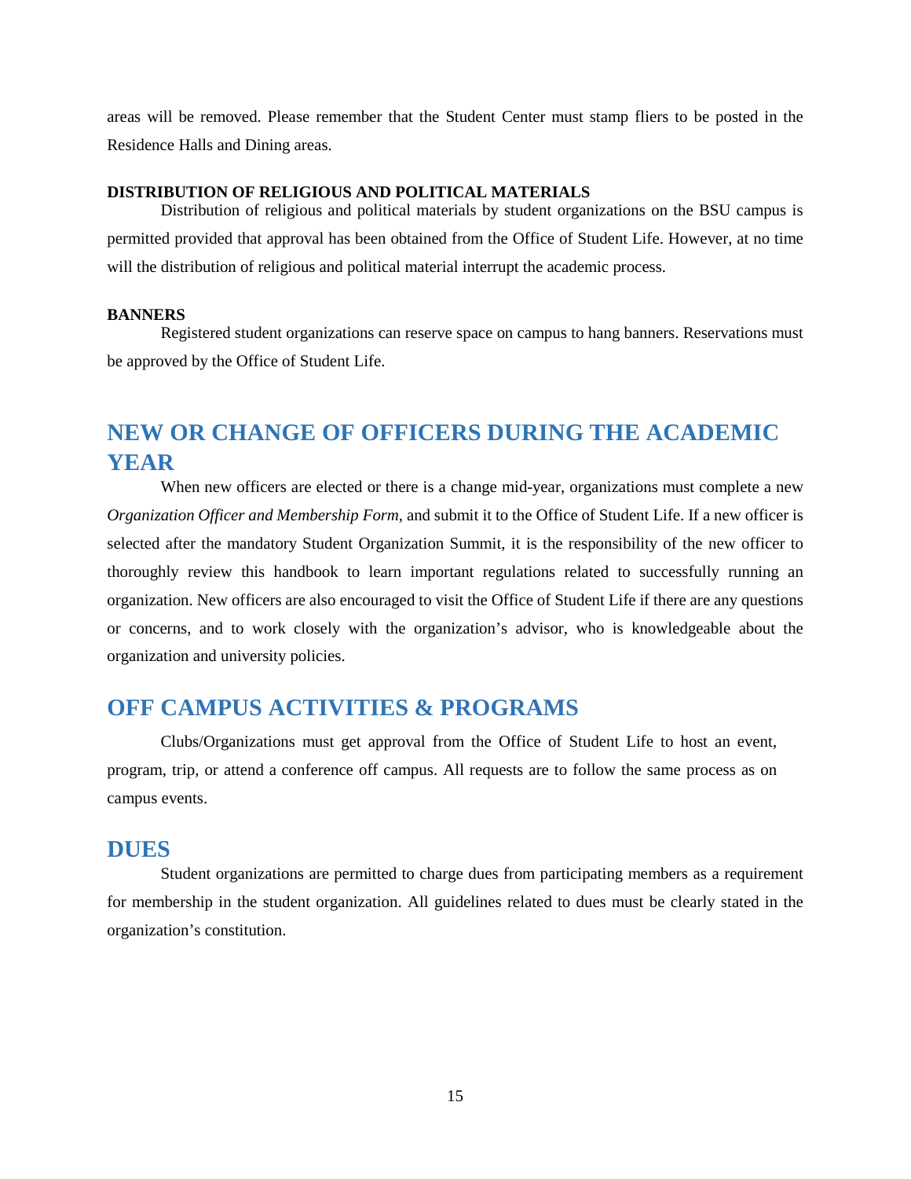areas will be removed. Please remember that the Student Center must stamp fliers to be posted in the Residence Halls and Dining areas.

**DISTRIBUTION OF RELIGIOUS AND POLITICAL MATERIALS**

Distribution of religious and political materials by student organizations on the BSU campus is permitted provided that approval has been obtained from the Office of Student Life. However, at no time will the distribution of religious and political material interrupt the academic process.

**BANNERS**

Registered student organizations can reserve space on campus to hang banners. Reservations must be approved by the Office of Student Life.

## NEW OR CHANGE OF OFFICERS DURING THE ACADEMIC YEAR

When new officers are elected or there is a change mid-year, organizations must complete a new *Organization Officer and Membership Form*, and submit it to the Office of Student Life. If a new officer is selected after the mandatory Student Organization Summit, it is the responsibility of the new officer to thoroughly review this handbook to learn important regulations related to successfully running an organization. New officers are also encouraged to visit the Office of Student Life if there are any questions or concerns, and to work closely with the organization's advisor, who is knowledgeable about the organization and university policies.

## OFF CAMPUS ACTIVITIES & PROGRAMS

Clubs/Organizations must get approval from the Office of Student Life to host an event, program, trip, or attend a conference off campus. All requests are to follow the same process as on campus events.

## DUES

Student organizations are permitted to charge dues from participating members as a requirement for membership in the student organization. All guidelines related to dues must be clearly stated in the organization's constitution.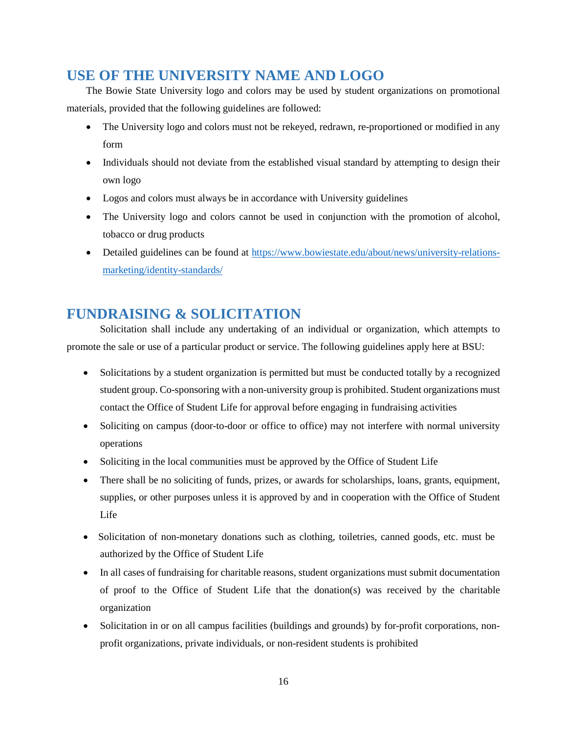## USE OF THE UNIVERSITY NAME AND LOGO

The Bowie State University logo and colors may be used by student organizations on promotional materials, provided that the following guidelines are followed:

- The University logo and colors must not be rekeyed, redrawn, re-proportioned or modified in any form
- Individuals should not deviate from the established visual standard by attempting to design their own logo
- Logos and colors must always be in accordance with University guidelines
- The University logo and colors cannot be used in conjunction with the promotion of alcohol, tobacco or drug products
- Detailed guidelines can be found at [https://www.bowiestate.edu/about/news/university-relations-marketing/identity-standards/](https://www.bowiestate.edu/about/news/university-relations-marketing/identity-standards/)

## FUNDRAISING & SOLICITATION

Solicitation shall include any undertaking of an individual or organization, which attempts to promote the sale or use of a particular product or service. The following guidelines apply here at BSU:

- Solicitations by a student organization is permitted but must be conducted totally by a recognized student group. Co-sponsoring with a non-university group is prohibited. Student organizations must contact the Office of Student Life for approval before engaging in fundraising activities
- Soliciting on campus (door-to-door or office to office) may not interfere with normal university operations
- Soliciting in the local communities must be approved by the Office of Student Life
- There shall be no soliciting of funds, prizes, or awards for scholarships, loans, grants, equipment, supplies, or other purposes unless it is approved by and in cooperation with the Office of Student Life
- Solicitation of non-monetary donations such as clothing, toiletries, canned goods, etc. must be authorized by the Office of Student Life
- In all cases of fundraising for charitable reasons, student organizations must submit documentation of proof to the Office of Student Life that the donation(s) was received by the charitable organization
- Solicitation in or on all campus facilities (buildings and grounds) by for-profit corporations, non-profit organizations, private individuals, or non-resident students is prohibited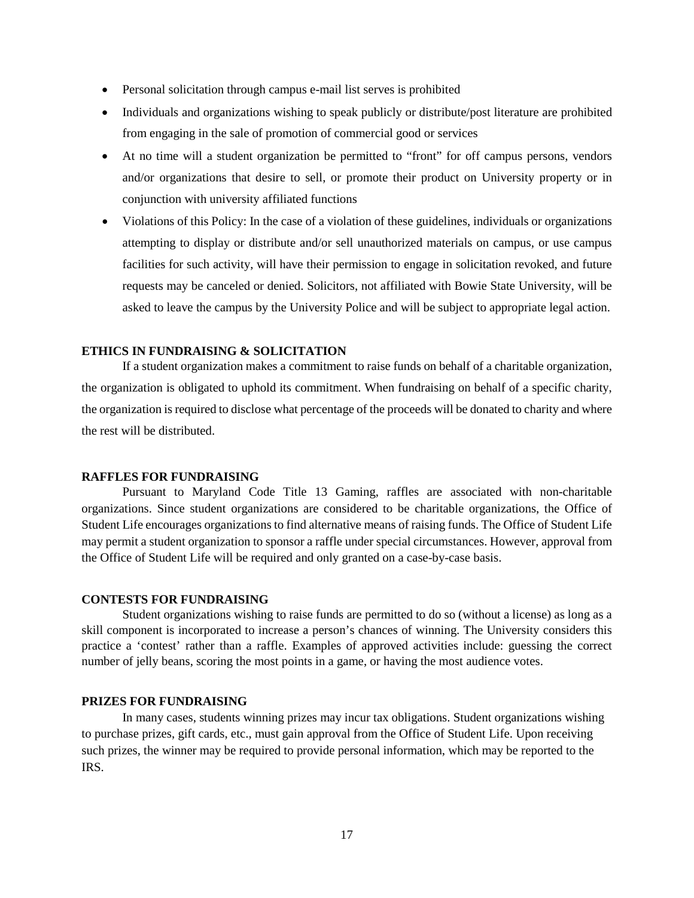- Personal solicitation through campus e-mail list serves is prohibited
- Individuals and organizations wishing to speak publicly or distribute/post literature are prohibited from engaging in the sale of promotion of commercial good or services
- At no time will a student organization be permitted to "front" for off campus persons, vendors and/or organizations that desire to sell, or promote their product on University property or in conjunction with university affiliated functions
- Violations of this Policy: In the case of a violation of these guidelines, individuals or organizations attempting to display or distribute and/or sell unauthorized materials on campus, or use campus facilities for such activity, will have their permission to engage in solicitation revoked, and future requests may be canceled or denied. Solicitors, not affiliated with Bowie State University, will be asked to leave the campus by the University Police and will be subject to appropriate legal action.

**ETHICS IN FUNDRAISING & SOLICITATION**

If a student organization makes a commitment to raise funds on behalf of a charitable organization, the organization is obligated to uphold its commitment. When fundraising on behalf of a specific charity, the organization is required to disclose what percentage of the proceeds will be donated to charity and where the rest will be distributed.

**RAFFLES FOR FUNDRAISING**

Pursuant to Maryland Code Title 13 Gaming, raffles are associated with non-charitable organizations. Since student organizations are considered to be charitable organizations, the Office of Student Life encourages organizations to find alternative means of raising funds. The Office of Student Life may permit a student organization to sponsor a raffle under special circumstances. However, approval from the Office of Student Life will be required and only granted on a case-by-case basis.

**CONTESTS FOR FUNDRAISING**

Student organizations wishing to raise funds are permitted to do so (without a license) as long as a skill component is incorporated to increase a person's chances of winning. The University considers this practice a 'contest' rather than a raffle. Examples of approved activities include: guessing the correct number of jelly beans, scoring the most points in a game, or having the most audience votes.

**PRIZES FOR FUNDRAISING**

In many cases, students winning prizes may incur tax obligations. Student organizations wishing to purchase prizes, gift cards, etc., must gain approval from the Office of Student Life. Upon receiving such prizes, the winner may be required to provide personal information, which may be reported to the IRS.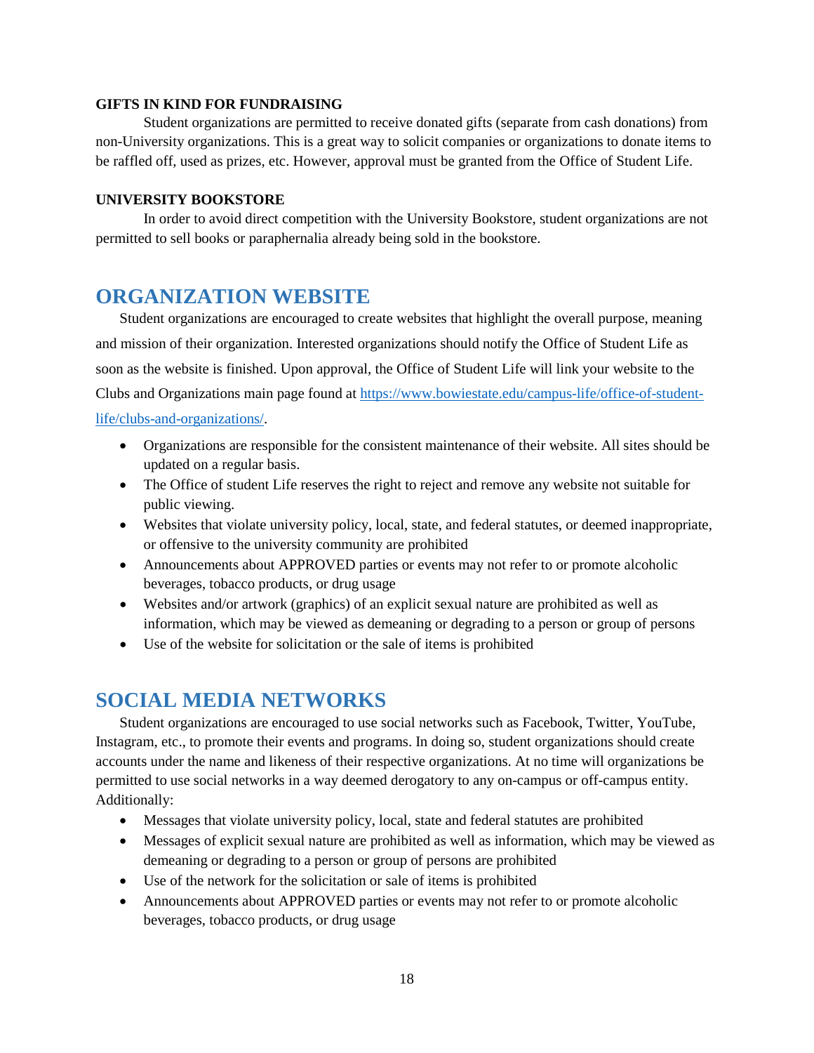**GIFTS IN KIND FOR FUNDRAISING**

Student organizations are permitted to receive donated gifts (separate from cash donations) from non-University organizations. This is a great way to solicit companies or organizations to donate items to be raffled off, used as prizes, etc. However, approval must be granted from the Office of Student Life.

**UNIVERSITY BOOKSTORE**

In order to avoid direct competition with the University Bookstore, student organizations are not permitted to sell books or paraphernalia already being sold in the bookstore.

## ORGANIZATION WEBSITE

Student organizations are encouraged to create websites that highlight the overall purpose, meaning and mission of their organization. Interested organizations should notify the Office of Student Life as soon as the website is finished. Upon approval, the Office of Student Life will link your website to the Clubs and Organizations main page found at [https://www.bowiestate.edu/campus-life/office-of-student-life/clubs-and-organizations/](https://www.bowiestate.edu/campus-life/office-of-student-life/clubs-and-organizations/).

- Organizations are responsible for the consistent maintenance of their website. All sites should be updated on a regular basis.
- The Office of student Life reserves the right to reject and remove any website not suitable for public viewing.
- Websites that violate university policy, local, state, and federal statutes, or deemed inappropriate, or offensive to the university community are prohibited
- Announcements about APPROVED parties or events may not refer to or promote alcoholic beverages, tobacco products, or drug usage
- Websites and/or artwork (graphics) of an explicit sexual nature are prohibited as well as information, which may be viewed as demeaning or degrading to a person or group of persons
- Use of the website for solicitation or the sale of items is prohibited

## SOCIAL MEDIA NETWORKS

Student organizations are encouraged to use social networks such as Facebook, Twitter, YouTube, Instagram, etc., to promote their events and programs. In doing so, student organizations should create accounts under the name and likeness of their respective organizations. At no time will organizations be permitted to use social networks in a way deemed derogatory to any on-campus or off-campus entity. Additionally:

- Messages that violate university policy, local, state and federal statutes are prohibited
- Messages of explicit sexual nature are prohibited as well as information, which may be viewed as demeaning or degrading to a person or group of persons are prohibited
- Use of the network for the solicitation or sale of items is prohibited
- Announcements about APPROVED parties or events may not refer to or promote alcoholic beverages, tobacco products, or drug usage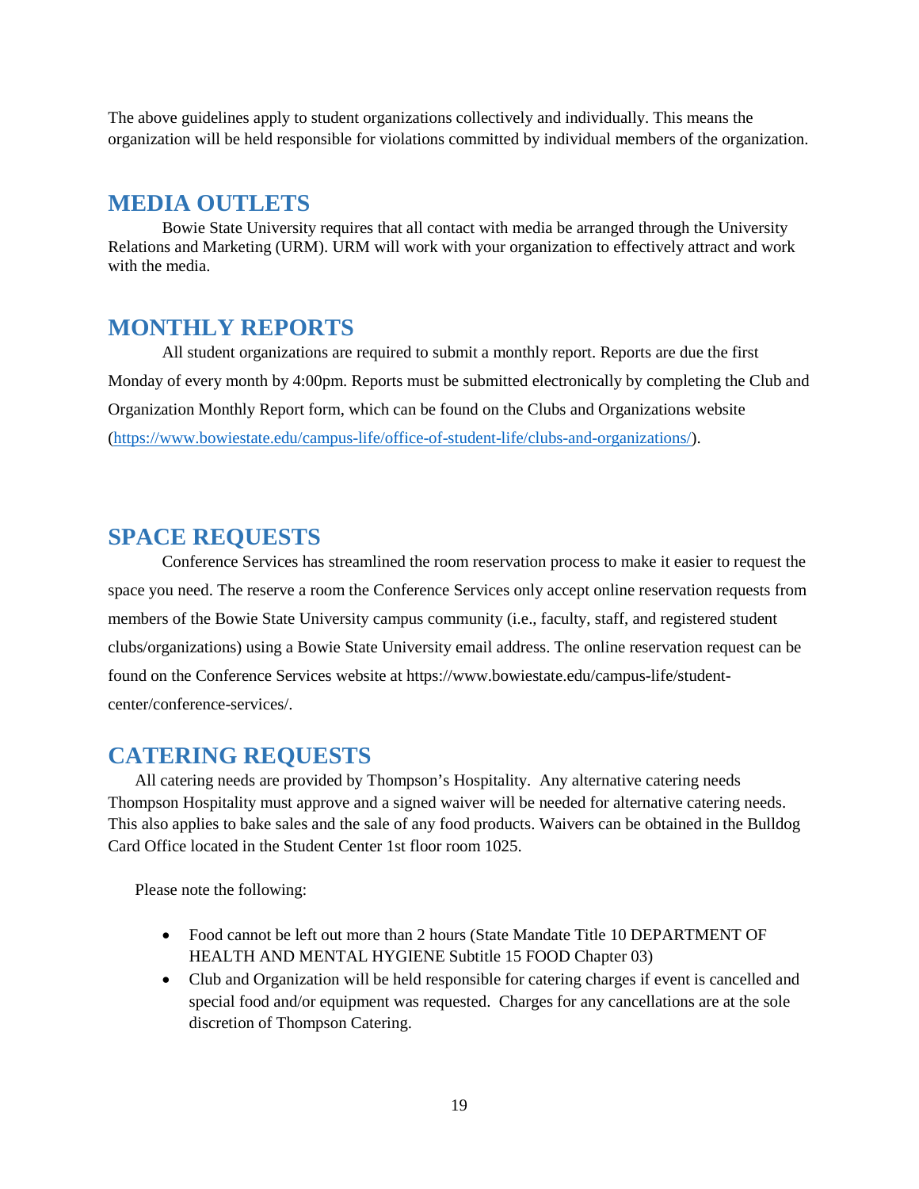The above guidelines apply to student organizations collectively and individually. This means the organization will be held responsible for violations committed by individual members of the organization.

## MEDIA OUTLETS

Bowie State University requires that all contact with media be arranged through the University Relations and Marketing (URM). URM will work with your organization to effectively attract and work with the media.

## MONTHLY REPORTS

All student organizations are required to submit a monthly report. Reports are due the first Monday of every month by 4:00pm. Reports must be submitted electronically by completing the Club and Organization Monthly Report form, which can be found on the Clubs and Organizations website (https://www.bowiestate.edu/campus-life/office-of-student-life/clubs-and-organizations/).

## SPACE REQUESTS

Conference Services has streamlined the room reservation process to make it easier to request the space you need. The reserve a room the Conference Services only accept online reservation requests from members of the Bowie State University campus community (i.e., faculty, staff, and registered student clubs/organizations) using a Bowie State University email address. The online reservation request can be found on the Conference Services website at https://www.bowiestate.edu/campus-life/student-center/conference-services/.

## CATERING REQUESTS

All catering needs are provided by Thompson's Hospitality. Any alternative catering needs Thompson Hospitality must approve and a signed waiver will be needed for alternative catering needs. This also applies to bake sales and the sale of any food products. Waivers can be obtained in the Bulldog Card Office located in the Student Center 1st floor room 1025.

Please note the following:

- Food cannot be left out more than 2 hours (State Mandate Title 10 DEPARTMENT OF HEALTH AND MENTAL HYGIENE Subtitle 15 FOOD Chapter 03)
- Club and Organization will be held responsible for catering charges if event is cancelled and special food and/or equipment was requested. Charges for any cancellations are at the sole discretion of Thompson Catering.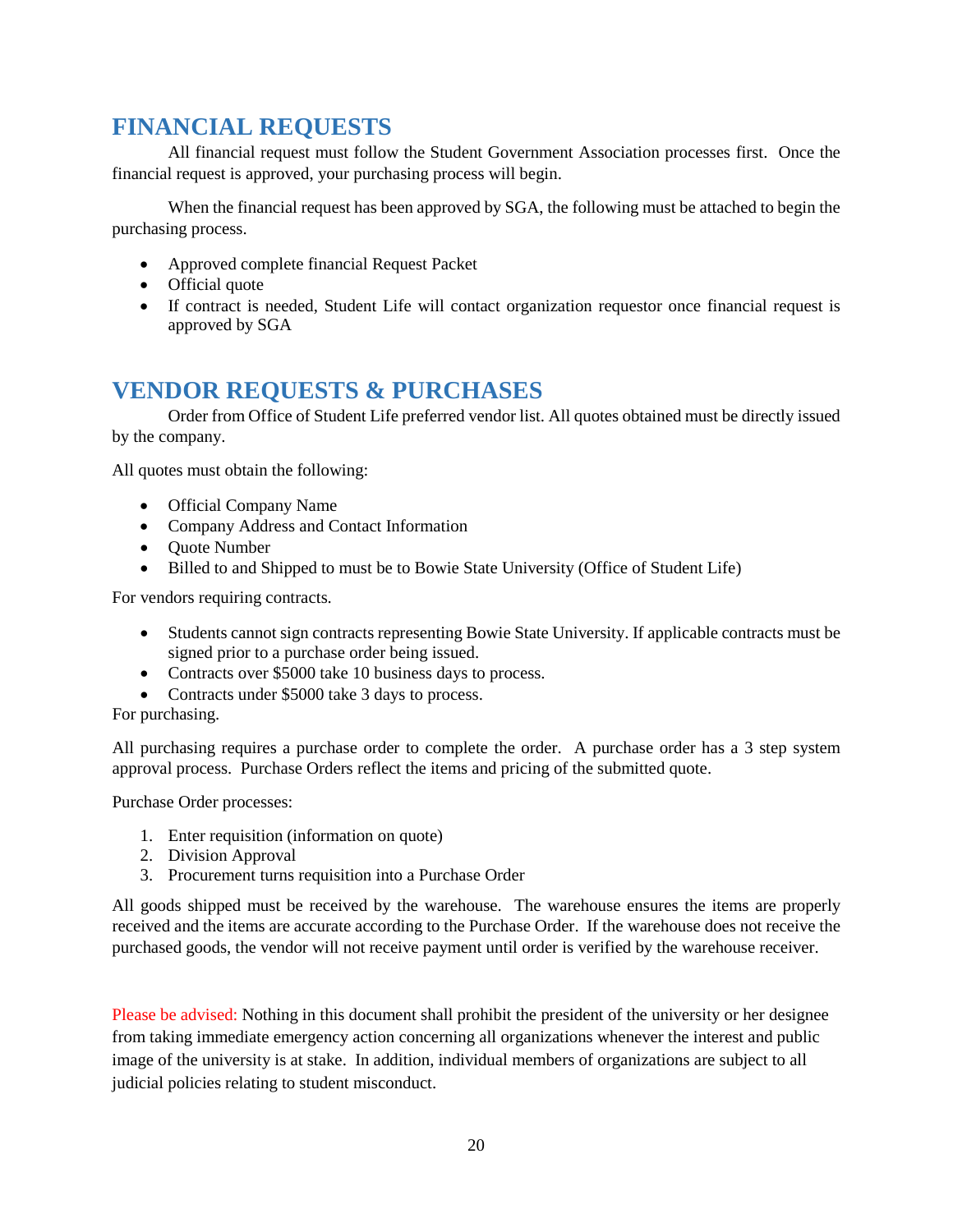## FINANCIAL REQUESTS

All financial request must follow the Student Government Association processes first. Once the financial request is approved, your purchasing process will begin.

When the financial request has been approved by SGA, the following must be attached to begin the purchasing process.

- Approved complete financial Request Packet
- Official quote
- If contract is needed, Student Life will contact organization requestor once financial request is approved by SGA

## VENDOR REQUESTS & PURCHASES

Order from Office of Student Life preferred vendor list. All quotes obtained must be directly issued by the company.

All quotes must obtain the following:

- Official Company Name
- Company Address and Contact Information
- Quote Number
- Billed to and Shipped to must be to Bowie State University (Office of Student Life)

For vendors requiring contracts.

- Students cannot sign contracts representing Bowie State University. If applicable contracts must be signed prior to a purchase order being issued.
- Contracts over $5000 take 10 business days to process.
- Contracts under $5000 take 3 days to process.

For purchasing.

All purchasing requires a purchase order to complete the order. A purchase order has a 3 step system approval process. Purchase Orders reflect the items and pricing of the submitted quote.

Purchase Order processes:

1. Enter requisition (information on quote)
2. Division Approval
3. Procurement turns requisition into a Purchase Order

All goods shipped must be received by the warehouse. The warehouse ensures the items are properly received and the items are accurate according to the Purchase Order. If the warehouse does not receive the purchased goods, the vendor will not receive payment until order is verified by the warehouse receiver.

Please be advised: Nothing in this document shall prohibit the president of the university or her designee from taking immediate emergency action concerning all organizations whenever the interest and public image of the university is at stake. In addition, individual members of organizations are subject to all judicial policies relating to student misconduct.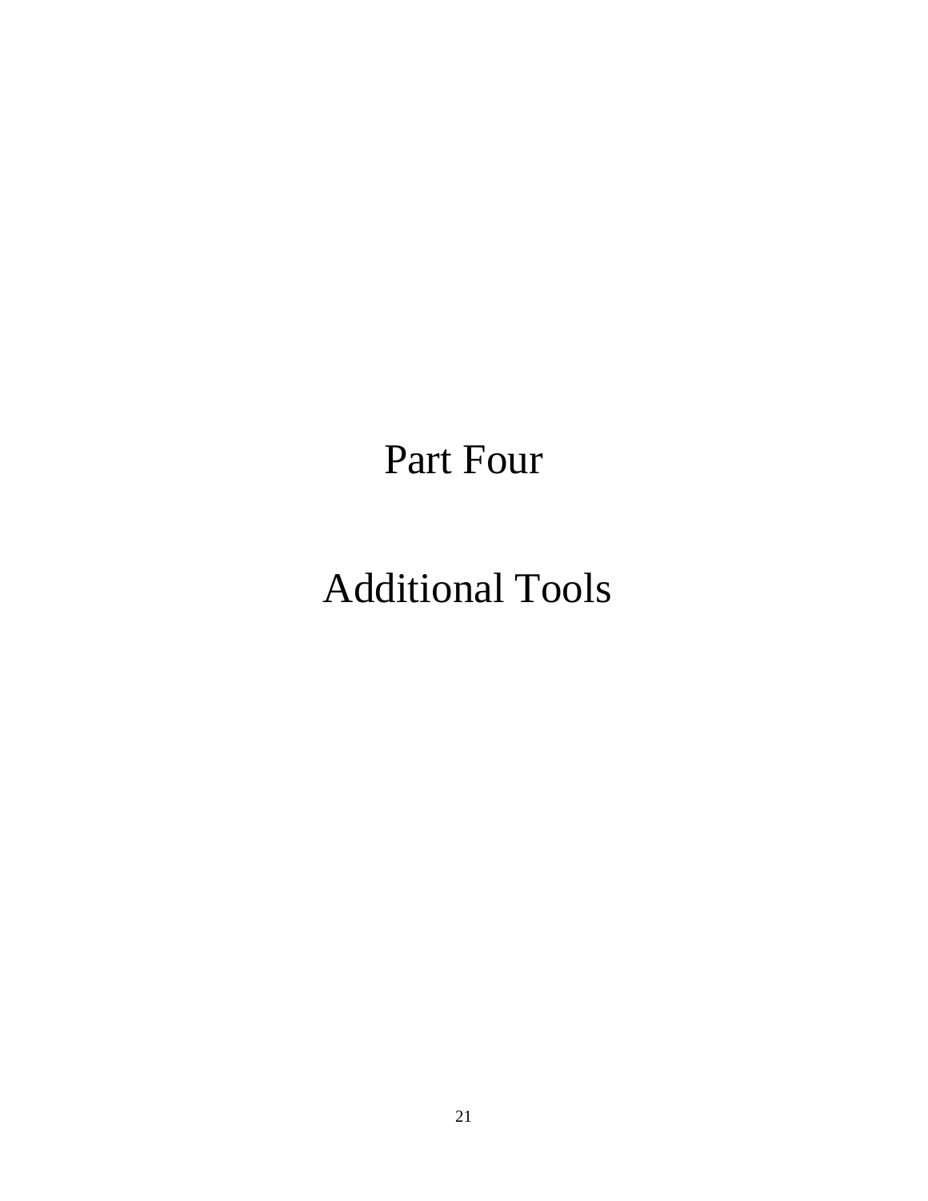# Part Four

# Additional Tools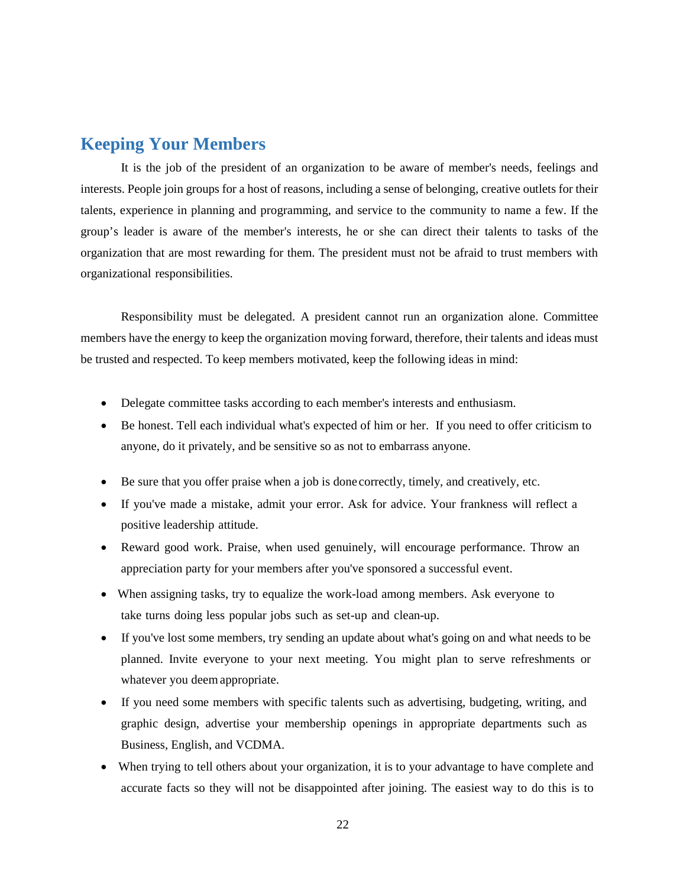## Keeping Your Members

It is the job of the president of an organization to be aware of member's needs, feelings and interests. People join groups for a host of reasons, including a sense of belonging, creative outlets for their talents, experience in planning and programming, and service to the community to name a few. If the group's leader is aware of the member's interests, he or she can direct their talents to tasks of the organization that are most rewarding for them. The president must not be afraid to trust members with organizational responsibilities.

Responsibility must be delegated. A president cannot run an organization alone. Committee members have the energy to keep the organization moving forward, therefore, their talents and ideas must be trusted and respected. To keep members motivated, keep the following ideas in mind:

- Delegate committee tasks according to each member's interests and enthusiasm.
- Be honest. Tell each individual what's expected of him or her. If you need to offer criticism to anyone, do it privately, and be sensitive so as not to embarrass anyone.
- Be sure that you offer praise when a job is done correctly, timely, and creatively, etc.
- If you've made a mistake, admit your error. Ask for advice. Your frankness will reflect a positive leadership attitude.
- Reward good work. Praise, when used genuinely, will encourage performance. Throw an appreciation party for your members after you've sponsored a successful event.
- When assigning tasks, try to equalize the work-load among members. Ask everyone to take turns doing less popular jobs such as set-up and clean-up.
- If you've lost some members, try sending an update about what's going on and what needs to be planned. Invite everyone to your next meeting. You might plan to serve refreshments or whatever you deem appropriate.
- If you need some members with specific talents such as advertising, budgeting, writing, and graphic design, advertise your membership openings in appropriate departments such as Business, English, and VCDMA.
- When trying to tell others about your organization, it is to your advantage to have complete and accurate facts so they will not be disappointed after joining. The easiest way to do this is to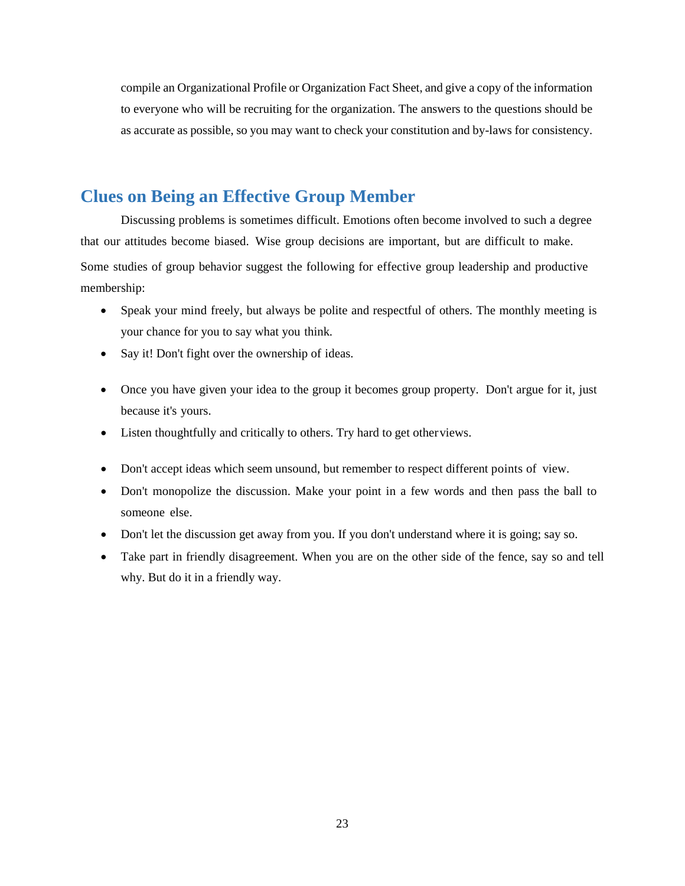compile an Organizational Profile or Organization Fact Sheet, and give a copy of the information to everyone who will be recruiting for the organization. The answers to the questions should be as accurate as possible, so you may want to check your constitution and by-laws for consistency.

## Clues on Being an Effective Group Member

Discussing problems is sometimes difficult. Emotions often become involved to such a degree that our attitudes become biased. Wise group decisions are important, but are difficult to make. Some studies of group behavior suggest the following for effective group leadership and productive membership:

- Speak your mind freely, but always be polite and respectful of others. The monthly meeting is your chance for you to say what you think.
- Say it! Don't fight over the ownership of ideas.
- Once you have given your idea to the group it becomes group property. Don't argue for it, just because it's yours.
- Listen thoughtfully and critically to others. Try hard to get other views.
- Don't accept ideas which seem unsound, but remember to respect different points of view.
- Don't monopolize the discussion. Make your point in a few words and then pass the ball to someone else.
- Don't let the discussion get away from you. If you don't understand where it is going; say so.
- Take part in friendly disagreement. When you are on the other side of the fence, say so and tell why. But do it in a friendly way.